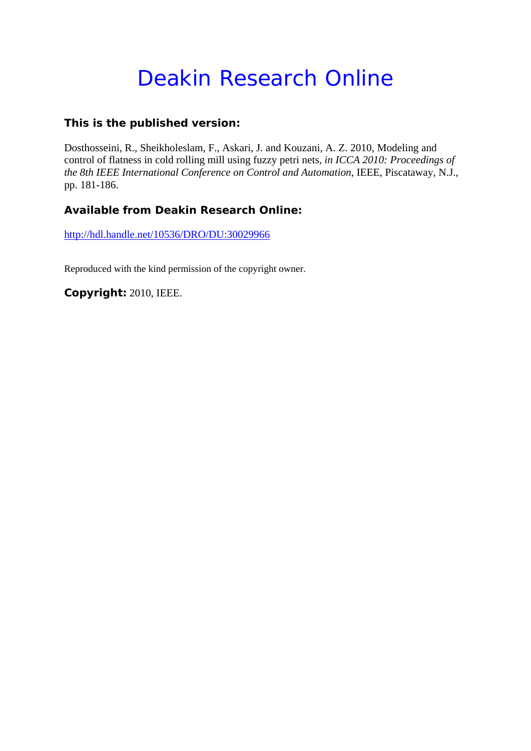# Deakin Research Online

**This is the published version:**

Dosthosseini, R., Sheikholeslam, F., Askari, J. and Kouzani, A. Z. 2010, Modeling and control of flatness in cold rolling mill using fuzzy petri nets, *in ICCA 2010: Proceedings of the 8th IEEE International Conference on Control and Automation*, IEEE, Piscataway, N.J., pp. 181-186.

**Available from Deakin Research Online:**

http://hdl.handle.net/10536/DRO/DU:30029966

Reproduced with the kind permission of the copyright owner.

**Copyright:** 2010, IEEE.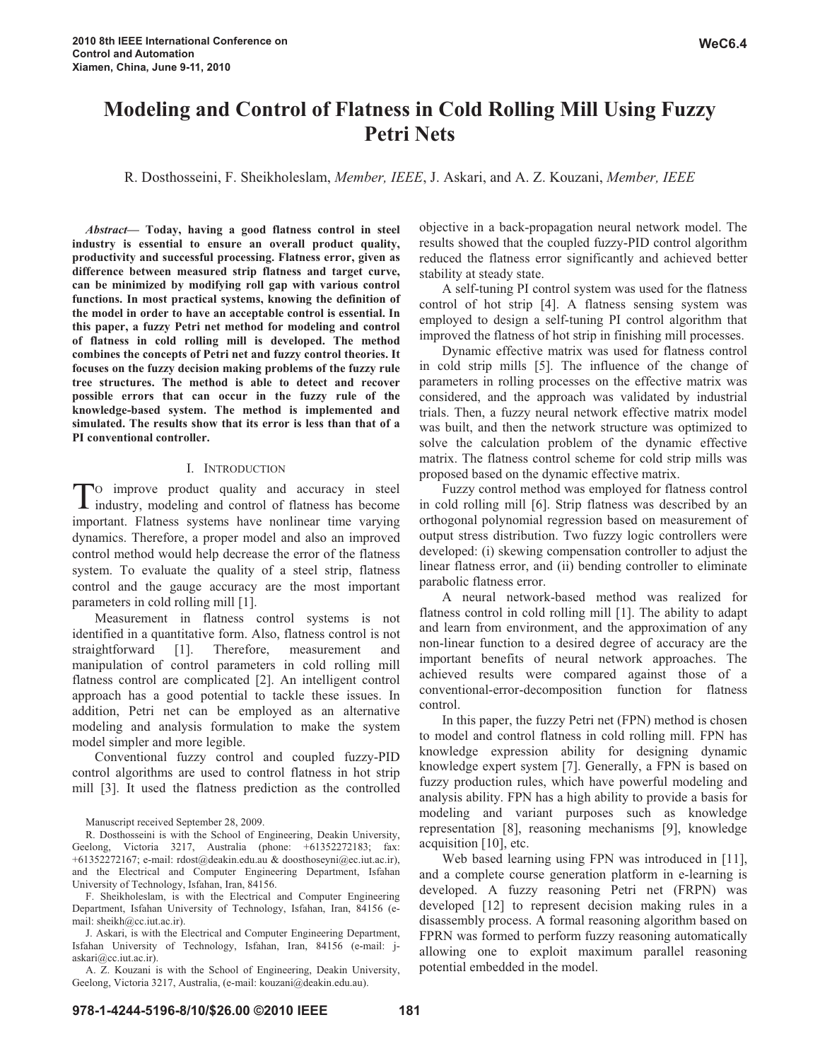# Modeling and Control of Flatness in Cold Rolling Mill Using Fuzzy Petri Nets

R. Dosthosseini, F. Sheikholeslam, *Member, IEEE*, J. Askari, and A. Z. Kouzani, *Member, IEEE*

***Abstract*— Today, having a good flatness control in steel industry is essential to ensure an overall product quality, productivity and successful processing. Flatness error, given as difference between measured strip flatness and target curve, can be minimized by modifying roll gap with various control functions. In most practical systems, knowing the definition of the model in order to have an acceptable control is essential. In this paper, a fuzzy Petri net method for modeling and control of flatness in cold rolling mill is developed. The method combines the concepts of Petri net and fuzzy control theories. It focuses on the fuzzy decision making problems of the fuzzy rule tree structures. The method is able to detect and recover possible errors that can occur in the fuzzy rule of the knowledge-based system. The method is implemented and simulated. The results show that its error is less than that of a PI conventional controller.**

## I. Introduction

To improve product quality and accuracy in steel industry, modeling and control of flatness has become important. Flatness systems have nonlinear time varying dynamics. Therefore, a proper model and also an improved control method would help decrease the error of the flatness system. To evaluate the quality of a steel strip, flatness control and the gauge accuracy are the most important parameters in cold rolling mill [1].

Measurement in flatness control systems is not identified in a quantitative form. Also, flatness control is not straightforward [1]. Therefore, measurement and manipulation of control parameters in cold rolling mill flatness control are complicated [2]. An intelligent control approach has a good potential to tackle these issues. In addition, Petri net can be employed as an alternative modeling and analysis formulation to make the system model simpler and more legible.

Conventional fuzzy control and coupled fuzzy-PID control algorithms are used to control flatness in hot strip mill [3]. It used the flatness prediction as the controlled objective in a back-propagation neural network model. The results showed that the coupled fuzzy-PID control algorithm reduced the flatness error significantly and achieved better stability at steady state.

A self-tuning PI control system was used for the flatness control of hot strip [4]. A flatness sensing system was employed to design a self-tuning PI control algorithm that improved the flatness of hot strip in finishing mill processes.

Dynamic effective matrix was used for flatness control in cold strip mills [5]. The influence of the change of parameters in rolling processes on the effective matrix was considered, and the approach was validated by industrial trials. Then, a fuzzy neural network effective matrix model was built, and then the network structure was optimized to solve the calculation problem of the dynamic effective matrix. The flatness control scheme for cold strip mills was proposed based on the dynamic effective matrix.

Fuzzy control method was employed for flatness control in cold rolling mill [6]. Strip flatness was described by an orthogonal polynomial regression based on measurement of output stress distribution. Two fuzzy logic controllers were developed: (i) skewing compensation controller to adjust the linear flatness error, and (ii) bending controller to eliminate parabolic flatness error.

A neural network-based method was realized for flatness control in cold rolling mill [1]. The ability to adapt and learn from environment, and the approximation of any non-linear function to a desired degree of accuracy are the important benefits of neural network approaches. The achieved results were compared against those of a conventional-error-decomposition function for flatness control.

In this paper, the fuzzy Petri net (FPN) method is chosen to model and control flatness in cold rolling mill. FPN has knowledge expression ability for designing dynamic knowledge expert system [7]. Generally, a FPN is based on fuzzy production rules, which have powerful modeling and analysis ability. FPN has a high ability to provide a basis for modeling and variant purposes such as knowledge representation [8], reasoning mechanisms [9], knowledge acquisition [10], etc.

Web based learning using FPN was introduced in [11], and a complete course generation platform in e-learning is developed. A fuzzy reasoning Petri net (FRPN) was developed [12] to represent decision making rules in a disassembly process. A formal reasoning algorithm based on FPRN was formed to perform fuzzy reasoning automatically allowing one to exploit maximum parallel reasoning potential embedded in the model.

Manuscript received September 28, 2009.

R. Dosthosseini is with the School of Engineering, Deakin University, Geelong, Victoria 3217, Australia (phone: +61352272183; fax: +61352272167; e-mail: rdost@deakin.edu.au & doosthoseyni@ec.iut.ac.ir), and the Electrical and Computer Engineering Department, Isfahan University of Technology, Isfahan, Iran, 84156.

F. Sheikholeslam, is with the Electrical and Computer Engineering Department, Isfahan University of Technology, Isfahan, Iran, 84156 (e-mail: sheikh@cc.iut.ac.ir).

J. Askari, is with the Electrical and Computer Engineering Department, Isfahan University of Technology, Isfahan, Iran, 84156 (e-mail: j-askari@cc.iut.ac.ir).

A. Z. Kouzani is with the School of Engineering, Deakin University, Geelong, Victoria 3217, Australia, (e-mail: kouzani@deakin.edu.au).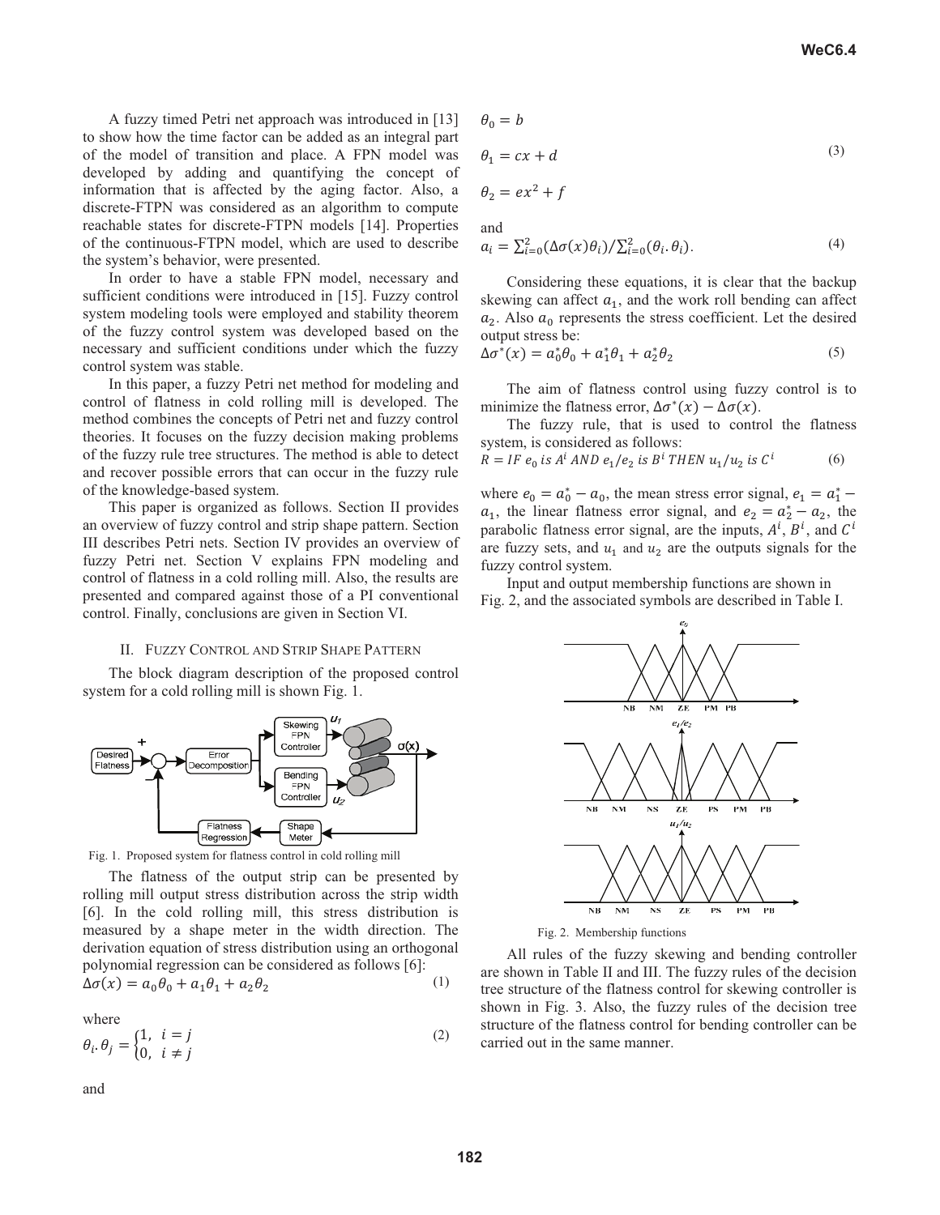A fuzzy timed Petri net approach was introduced in [13] to show how the time factor can be added as an integral part of the model of transition and place. A FPN model was developed by adding and quantifying the concept of information that is affected by the aging factor. Also, a discrete-FTPN was considered as an algorithm to compute reachable states for discrete-FTPN models [14]. Properties of the continuous-FTPN model, which are used to describe the system's behavior, were presented.

In order to have a stable FPN model, necessary and sufficient conditions were introduced in [15]. Fuzzy control system modeling tools were employed and stability theorem of the fuzzy control system was developed based on the necessary and sufficient conditions under which the fuzzy control system was stable.

In this paper, a fuzzy Petri net method for modeling and control of flatness in cold rolling mill is developed. The method combines the concepts of Petri net and fuzzy control theories. It focuses on the fuzzy decision making problems of the fuzzy rule tree structures. The method is able to detect and recover possible errors that can occur in the fuzzy rule of the knowledge-based system.

This paper is organized as follows. Section II provides an overview of fuzzy control and strip shape pattern. Section III describes Petri nets. Section IV provides an overview of fuzzy Petri net. Section V explains FPN modeling and control of flatness in a cold rolling mill. Also, the results are presented and compared against those of a PI conventional control. Finally, conclusions are given in Section VI.

## II. Fuzzy Control and Strip Shape Pattern

The block diagram description of the proposed control system for a cold rolling mill is shown Fig. 1.

Fig. 1. Proposed system for flatness control in cold rolling mill

The flatness of the output strip can be presented by rolling mill output stress distribution across the strip width [6]. In the cold rolling mill, this stress distribution is measured by a shape meter in the width direction. The derivation equation of stress distribution using an orthogonal polynomial regression can be considered as follows [6]:

$$\Delta\sigma(x) = a_0\theta_0 + a_1\theta_1 + a_2\theta_2 \tag{1}$$

where

$$\theta_i.\theta_j = \begin{cases} 1, & i = j \\ 0, & i \neq j \end{cases} \tag{2}$$

and

$$\begin{aligned} \theta_0 &= b \\ \theta_1 &= cx + d \\ \theta_2 &= ex^2 + f \end{aligned} \tag{3}$$

and

$$a_i = \sum_{i=0}^{2}(\Delta\sigma(x)\theta_i) / \sum_{i=0}^{2}(\theta_i.\theta_i). \tag{4}$$

Considering these equations, it is clear that the backup skewing can affect $a_1$, and the work roll bending can affect $a_2$. Also $a_0$ represents the stress coefficient. Let the desired output stress be:

$$\Delta\sigma^*(x) = a_0^*\theta_0 + a_1^*\theta_1 + a_2^*\theta_2 \tag{5}$$

The aim of flatness control using fuzzy control is to minimize the flatness error, $\Delta\sigma^*(x) - \Delta\sigma(x)$.

The fuzzy rule, that is used to control the flatness system, is considered as follows:

$$R = IF\ e_0\ is\ A^i\ AND\ e_1/e_2\ is\ B^i\ THEN\ u_1/u_2\ is\ C^i \tag{6}$$

where $e_0 = a_0^* - a_0$, the mean stress error signal, $e_1 = a_1^* - a_1$, the linear flatness error signal, and $e_2 = a_2^* - a_2$, the parabolic flatness error signal, are the inputs, $A^i$, $B^i$, and $C^i$ are fuzzy sets, and $u_1$ and $u_2$ are the outputs signals for the fuzzy control system.

Input and output membership functions are shown in Fig. 2, and the associated symbols are described in Table I.

Fig. 2. Membership functions

All rules of the fuzzy skewing and bending controller are shown in Table II and III. The fuzzy rules of the decision tree structure of the flatness control for skewing controller is shown in Fig. 3. Also, the fuzzy rules of the decision tree structure of the flatness control for bending controller can be carried out in the same manner.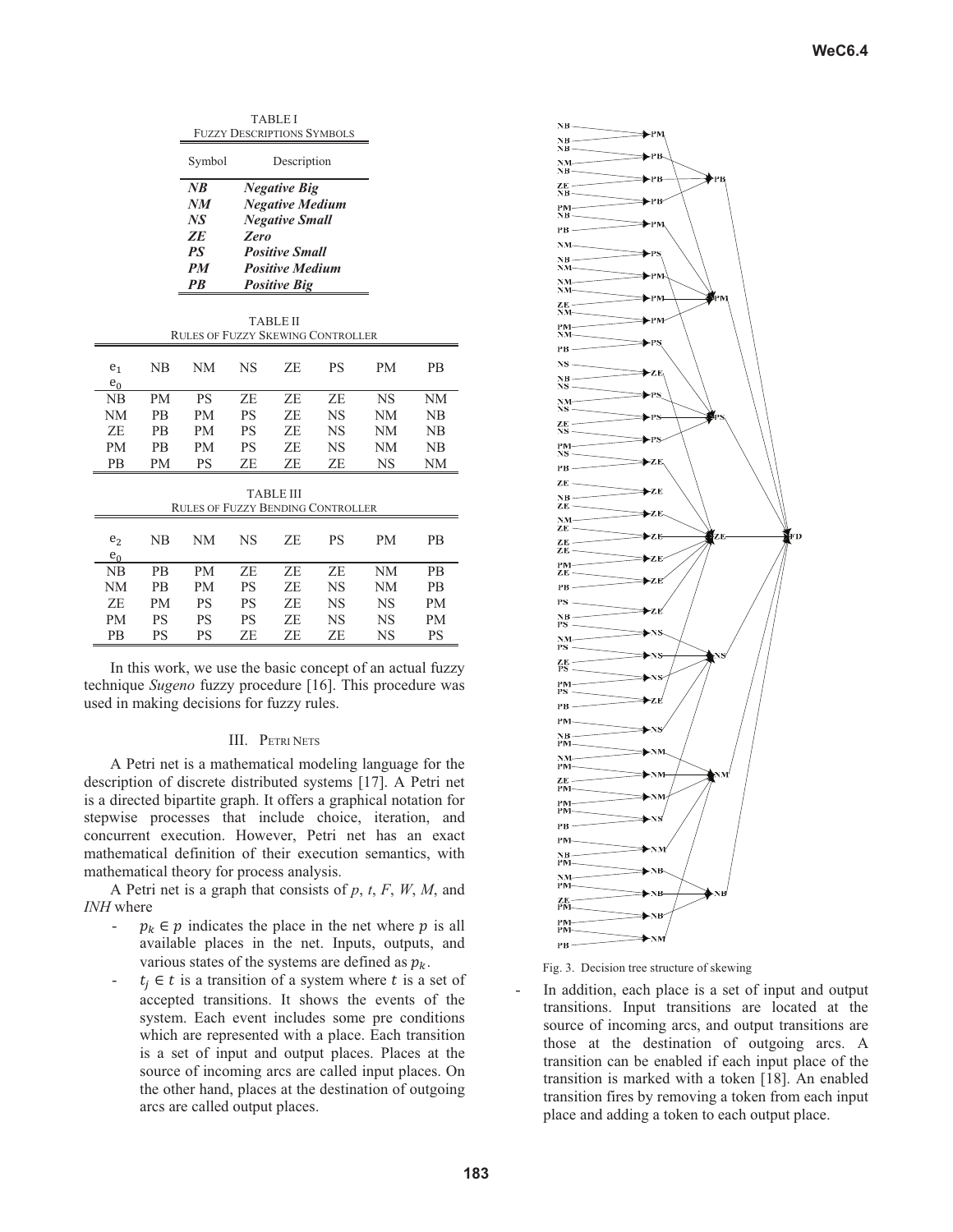TABLE I
FUZZY DESCRIPTIONS SYMBOLS

| Symbol | Description |
|---|---|
| ***NB*** | ***Negative Big*** |
| ***NM*** | ***Negative Medium*** |
| ***NS*** | ***Negative Small*** |
| ***ZE*** | ***Zero*** |
| ***PS*** | ***Positive Small*** |
| ***PM*** | ***Positive Medium*** |
| ***PB*** | ***Positive Big*** |

TABLE II
RULES OF FUZZY SKEWING CONTROLLER

| $e_1$ / $e_0$ | NB | NM | NS | ZE | PS | PM | PB |
|---|---|---|---|---|---|---|---|
| NB | PM | PS | ZE | ZE | ZE | NS | NM |
| NM | PB | PM | PS | ZE | NS | NM | NB |
| ZE | PB | PM | PS | ZE | NS | NM | NB |
| PM | PB | PM | PS | ZE | NS | NM | NB |
| PB | PM | PS | ZE | ZE | ZE | NS | NM |

TABLE III
RULES OF FUZZY BENDING CONTROLLER

| $e_2$ / $e_0$ | NB | NM | NS | ZE | PS | PM | PB |
|---|---|---|---|---|---|---|---|
| NB | PB | PM | ZE | ZE | ZE | NM | PB |
| NM | PB | PM | PS | ZE | NS | NM | PB |
| ZE | PM | PS | PS | ZE | NS | NS | PM |
| PM | PS | PS | PS | ZE | NS | NS | PM |
| PB | PS | PS | ZE | ZE | ZE | NS | PS |

In this work, we use the basic concept of an actual fuzzy technique *Sugeno* fuzzy procedure [16]. This procedure was used in making decisions for fuzzy rules.

## III. PETRI NETS

A Petri net is a mathematical modeling language for the description of discrete distributed systems [17]. A Petri net is a directed bipartite graph. It offers a graphical notation for stepwise processes that include choice, iteration, and concurrent execution. However, Petri net has an exact mathematical definition of their execution semantics, with mathematical theory for process analysis.

A Petri net is a graph that consists of *p*, *t*, *F*, *W*, *M*, and *INH* where

- $p_k \in p$ indicates the place in the net where $p$ is all available places in the net. Inputs, outputs, and various states of the systems are defined as $p_k$.
- $t_j \in t$ is a transition of a system where $t$ is a set of accepted transitions. It shows the events of the system. Each event includes some pre conditions which are represented with a place. Each transition is a set of input and output places. Places at the source of incoming arcs are called input places. On the other hand, places at the destination of outgoing arcs are called output places.

Fig. 3. Decision tree structure of skewing

- In addition, each place is a set of input and output transitions. Input transitions are located at the source of incoming arcs, and output transitions are those at the destination of outgoing arcs. A transition can be enabled if each input place of the transition is marked with a token [18]. An enabled transition fires by removing a token from each input place and adding a token to each output place.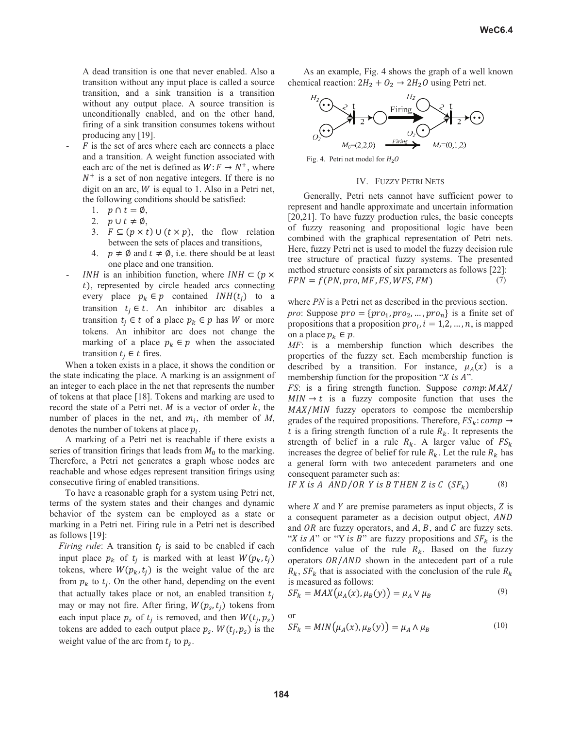A dead transition is one that never enabled. Also a transition without any input place is called a source transition, and a sink transition is a transition without any output place. A source transition is unconditionally enabled, and on the other hand, firing of a sink transition consumes tokens without producing any [19].

- $F$ is the set of arcs where each arc connects a place and a transition. A weight function associated with each arc of the net is defined as $W: F \rightarrow N^{+}$, where $N^{+}$ is a set of non negative integers. If there is no digit on an arc, $W$ is equal to 1. Also in a Petri net, the following conditions should be satisfied:
    1. $p \cap t = \emptyset$,
    2. $p \cup t \neq \emptyset$,
    3. $F \subseteq (p \times t) \cup (t \times p)$, the flow relation between the sets of places and transitions,
    4. $p \neq \emptyset$ and $t \neq \emptyset$, i.e. there should be at least one place and one transition.
- $INH$ is an inhibition function, where $INH \subset (p \times t)$, represented by circle headed arcs connecting every place $p_k \in p$ contained $INH(t_j)$ to a transition $t_j \in t$. An inhibitor arc disables a transition $t_j \in t$ of a place $p_k \in p$ has $W$ or more tokens. An inhibitor arc does not change the marking of a place $p_k \in p$ when the associated transition $t_j \in t$ fires.

When a token exists in a place, it shows the condition or the state indicating the place. A marking is an assignment of an integer to each place in the net that represents the number of tokens at that place [18]. Tokens and marking are used to record the state of a Petri net. $M$ is a vector of order $k$, the number of places in the net, and $m_i$, $i$th member of $M$, denotes the number of tokens at place $p_i$.

A marking of a Petri net is reachable if there exists a series of transition firings that leads from $M_0$ to the marking. Therefore, a Petri net generates a graph whose nodes are reachable and whose edges represent transition firings using consecutive firing of enabled transitions.

To have a reasonable graph for a system using Petri net, terms of the system states and their changes and dynamic behavior of the system can be employed as a state or marking in a Petri net. Firing rule in a Petri net is described as follows [19]:

*Firing rule*: A transition $t_j$ is said to be enabled if each input place $p_k$ of $t_j$ is marked with at least $W(p_k, t_j)$ tokens, where $W(p_k, t_j)$ is the weight value of the arc from $p_k$ to $t_j$. On the other hand, depending on the event that actually takes place or not, an enabled transition $t_j$ may or may not fire. After firing, $W(p_s, t_j)$ tokens from each input place $p_s$ of $t_j$ is removed, and then $W(t_j, p_s)$ tokens are added to each output place $p_s$. $W(t_j, p_s)$ is the weight value of the arc from $t_j$ to $p_s$.

As an example, Fig. 4 shows the graph of a well known chemical reaction: $2H_2 + O_2 \rightarrow 2H_2O$ using Petri net.

Fig. 4. Petri net model for $H_2O$

## IV. Fuzzy Petri Nets

Generally, Petri nets cannot have sufficient power to represent and handle approximate and uncertain information [20,21]. To have fuzzy production rules, the basic concepts of fuzzy reasoning and propositional logic have been combined with the graphical representation of Petri nets. Here, fuzzy Petri net is used to model the fuzzy decision rule tree structure of practical fuzzy systems. The presented method structure consists of six parameters as follows [22]:

$$FPN = f(PN, pro, MF, FS, WFS, FM) \tag{7}$$

where *PN* is a Petri net as described in the previous section.

*pro*: Suppose $pro = \{pro_1, pro_2, \ldots, pro_n\}$ is a finite set of propositions that a proposition $pro_i, i = 1,2, \ldots, n$, is mapped on a place $p_k \in p$.

*MF*: is a membership function which describes the properties of the fuzzy set. Each membership function is described by a transition. For instance, $\mu_A(x)$ is a membership function for the proposition "$X\ is\ A$".

*FS*: is a firing strength function. Suppose $comp: MAX/MIN \rightarrow t$ is a fuzzy composite function that uses the $MAX/MIN$ fuzzy operators to compose the membership grades of the required propositions. Therefore, $FS_k: comp \rightarrow t$ is a firing strength function of a rule $R_k$. It represents the strength of belief in a rule $R_k$. A larger value of $FS_k$ increases the degree of belief for rule $R_k$. Let the rule $R_k$ has a general form with two antecedent parameters and one consequent parameter such as:

$$IF\ X\ is\ A\ \ AND/OR\ \ Y\ is\ B\ THEN\ Z\ is\ C\ \ (SF_k) \tag{8}$$

where $X$ and $Y$ are premise parameters as input objects, $Z$ is a consequent parameter as a decision output object, $AND$ and $OR$ are fuzzy operators, and $A$, $B$, and $C$ are fuzzy sets. "$X\ is\ A$" or "$Y\ is\ B$" are fuzzy propositions and $SF_k$ is the confidence value of the rule $R_k$. Based on the fuzzy operators $OR/AND$ shown in the antecedent part of a rule $R_k$, $SF_k$ that is associated with the conclusion of the rule $R_k$ is measured as follows:

$$SF_k = MAX\big(\mu_A(x), \mu_B(y)\big) = \mu_A \vee \mu_B \tag{9}$$

or

$$SF_k = MIN\big(\mu_A(x), \mu_B(y)\big) = \mu_A \wedge \mu_B \tag{10}$$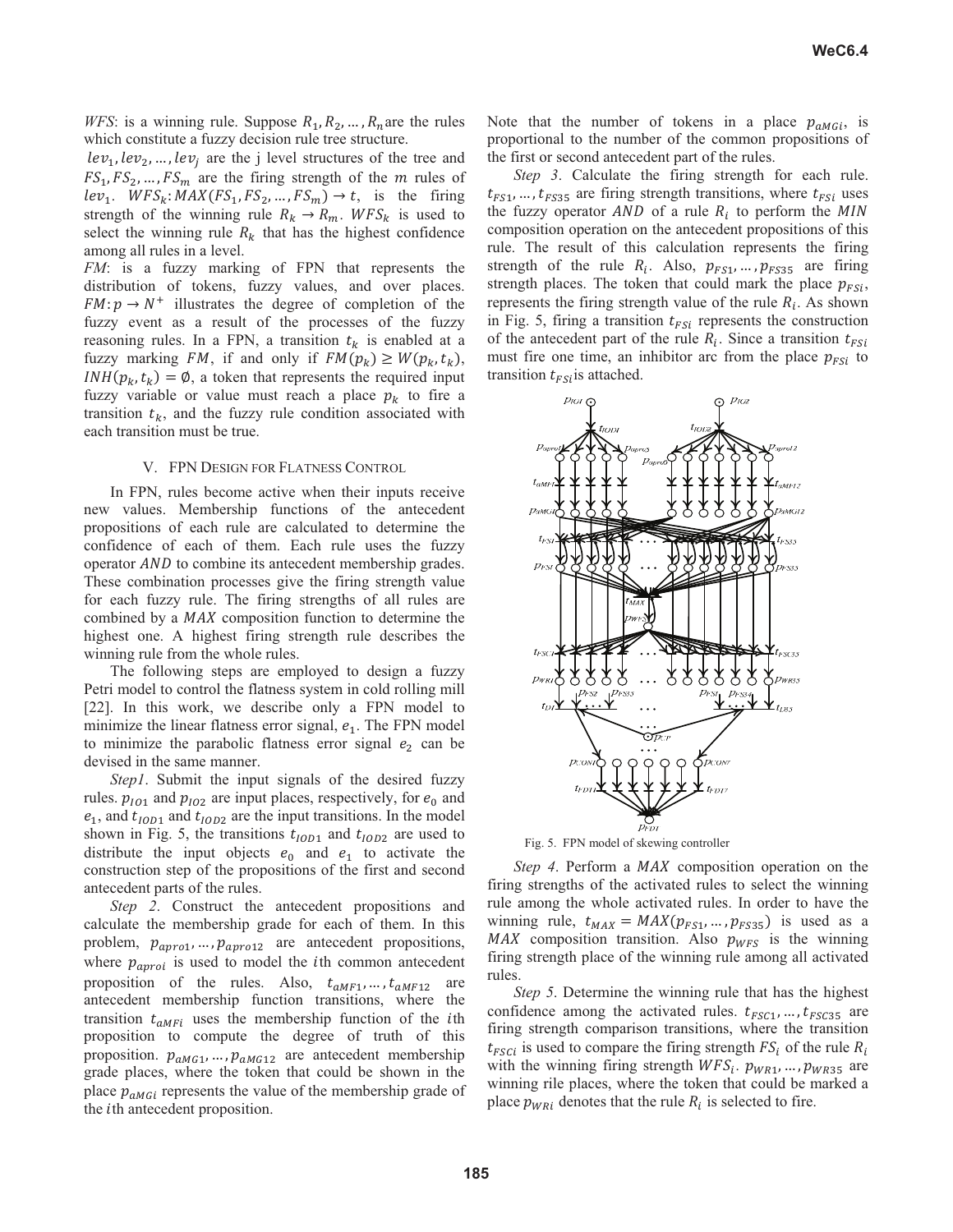*WFS*: is a winning rule. Suppose $R_1, R_2, \ldots, R_n$ are the rules which constitute a fuzzy decision rule tree structure.

$lev_1, lev_2, \ldots, lev_j$ are the j level structures of the tree and $FS_1, FS_2, \ldots, FS_m$ are the firing strength of the $m$ rules of $lev_1$. $WFS_k$: $MAX(FS_1, FS_2, \ldots, FS_m) \rightarrow t$, is the firing strength of the winning rule $R_k \rightarrow R_m$. $WFS_k$ is used to select the winning rule $R_k$ that has the highest confidence among all rules in a level.

*FM*: is a fuzzy marking of FPN that represents the distribution of tokens, fuzzy values, and over places. $FM: p \rightarrow N^+$ illustrates the degree of completion of the fuzzy event as a result of the processes of the fuzzy reasoning rules. In a FPN, a transition $t_k$ is enabled at a fuzzy marking $FM$, if and only if $FM(p_k) \geq W(p_k, t_k)$, $INH(p_k, t_k) = \emptyset$, a token that represents the required input fuzzy variable or value must reach a place $p_k$ to fire a transition $t_k$, and the fuzzy rule condition associated with each transition must be true.

## V. FPN Design for Flatness Control

In FPN, rules become active when their inputs receive new values. Membership functions of the antecedent propositions of each rule are calculated to determine the confidence of each of them. Each rule uses the fuzzy operator $AND$ to combine its antecedent membership grades. These combination processes give the firing strength value for each fuzzy rule. The firing strengths of all rules are combined by a $MAX$ composition function to determine the highest one. A highest firing strength rule describes the winning rule from the whole rules.

The following steps are employed to design a fuzzy Petri model to control the flatness system in cold rolling mill [22]. In this work, we describe only a FPN model to minimize the linear flatness error signal, $e_1$. The FPN model to minimize the parabolic flatness error signal $e_2$ can be devised in the same manner.

*Step1*. Submit the input signals of the desired fuzzy rules. $p_{IO1}$ and $p_{IO2}$ are input places, respectively, for $e_0$ and $e_1$, and $t_{IOD1}$ and $t_{IOD2}$ are the input transitions. In the model shown in Fig. 5, the transitions $t_{IOD1}$ and $t_{IOD2}$ are used to distribute the input objects $e_0$ and $e_1$ to activate the construction step of the propositions of the first and second antecedent parts of the rules.

*Step 2*. Construct the antecedent propositions and calculate the membership grade for each of them. In this problem, $p_{apro1}, \ldots, p_{apro12}$ are antecedent propositions, where $p_{aproi}$ is used to model the $i$th common antecedent proposition of the rules. Also, $t_{aMF1}, \ldots, t_{aMF12}$ are antecedent membership function transitions, where the transition $t_{aMFi}$ uses the membership function of the $i$th proposition to compute the degree of truth of this proposition. $p_{aMG1}, \ldots, p_{aMG12}$ are antecedent membership grade places, where the token that could be shown in the place $p_{aMGi}$ represents the value of the membership grade of the $i$th antecedent proposition.

Note that the number of tokens in a place $p_{aMGi}$, is proportional to the number of the common propositions of the first or second antecedent part of the rules.

*Step 3*. Calculate the firing strength for each rule. $t_{FS1}, \ldots, t_{FS35}$ are firing strength transitions, where $t_{FSi}$ uses the fuzzy operator $AND$ of a rule $R_i$ to perform the $MIN$ composition operation on the antecedent propositions of this rule. The result of this calculation represents the firing strength of the rule $R_i$. Also, $p_{FS1}, \ldots, p_{FS35}$ are firing strength places. The token that could mark the place $p_{FSi}$, represents the firing strength value of the rule $R_i$. As shown in Fig. 5, firing a transition $t_{FSi}$ represents the construction of the antecedent part of the rule $R_i$. Since a transition $t_{FSi}$ must fire one time, an inhibitor arc from the place $p_{FSi}$ to transition $t_{FSi}$ is attached.

Fig. 5. FPN model of skewing controller

*Step 4*. Perform a $MAX$ composition operation on the firing strengths of the activated rules to select the winning rule among the whole activated rules. In order to have the winning rule, $t_{MAX} = MAX(p_{FS1}, \ldots, p_{FS35})$ is used as a $MAX$ composition transition. Also $p_{WFS}$ is the winning firing strength place of the winning rule among all activated rules.

*Step 5*. Determine the winning rule that has the highest confidence among the activated rules. $t_{FSC1}, \ldots, t_{FSC35}$ are firing strength comparison transitions, where the transition $t_{FSCi}$ is used to compare the firing strength $FS_i$ of the rule $R_i$ with the winning firing strength $WFS_i$. $p_{WR1}, \ldots, p_{WR35}$ are winning rile places, where the token that could be marked a place $p_{WRi}$ denotes that the rule $R_i$ is selected to fire.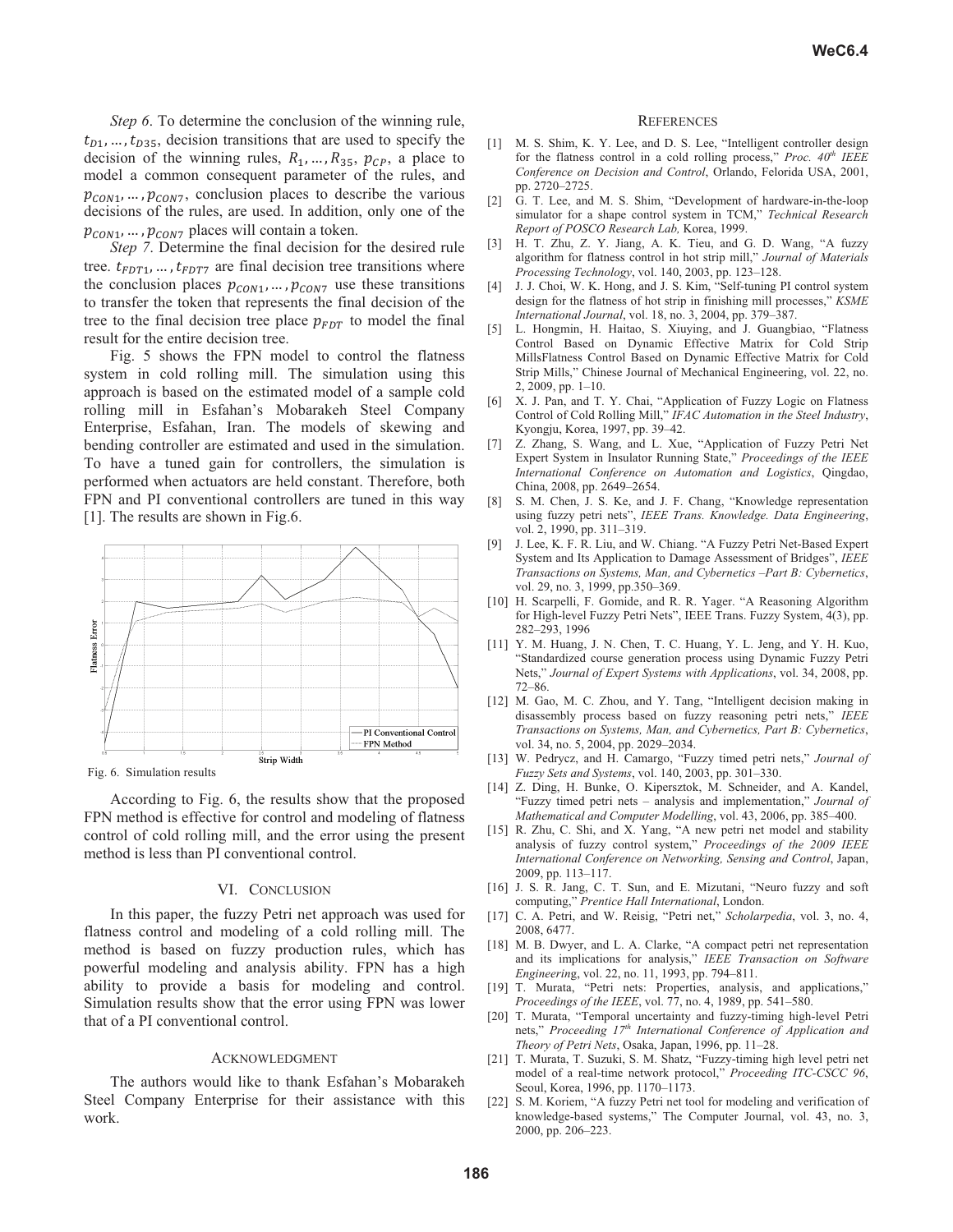*Step 6*. To determine the conclusion of the winning rule, $t_{D1}, \ldots, t_{D35}$, decision transitions that are used to specify the decision of the winning rules, $R_1, \ldots, R_{35}$, $p_{CP}$, a place to model a common consequent parameter of the rules, and $p_{CON1}, \ldots, p_{CON7}$, conclusion places to describe the various decisions of the rules, are used. In addition, only one of the $p_{CON1}, \ldots, p_{CON7}$ places will contain a token.

*Step 7*. Determine the final decision for the desired rule tree. $t_{FDT1}, \ldots, t_{FDT7}$ are final decision tree transitions where the conclusion places $p_{CON1}, \ldots, p_{CON7}$ use these transitions to transfer the token that represents the final decision of the tree to the final decision tree place $p_{FDT}$ to model the final result for the entire decision tree.

Fig. 5 shows the FPN model to control the flatness system in cold rolling mill. The simulation using this approach is based on the estimated model of a sample cold rolling mill in Esfahan's Mobarakeh Steel Company Enterprise, Esfahan, Iran. The models of skewing and bending controller are estimated and used in the simulation. To have a tuned gain for controllers, the simulation is performed when actuators are held constant. Therefore, both FPN and PI conventional controllers are tuned in this way [1]. The results are shown in Fig.6.

Flatness Error

Strip Width

PI Conventional Control

FPN Method

Fig. 6. Simulation results

According to Fig. 6, the results show that the proposed FPN method is effective for control and modeling of flatness control of cold rolling mill, and the error using the present method is less than PI conventional control.

## VI. Conclusion

In this paper, the fuzzy Petri net approach was used for flatness control and modeling of a cold rolling mill. The method is based on fuzzy production rules, which has powerful modeling and analysis ability. FPN has a high ability to provide a basis for modeling and control. Simulation results show that the error using FPN was lower that of a PI conventional control.

## Acknowledgment

The authors would like to thank Esfahan's Mobarakeh Steel Company Enterprise for their assistance with this work.

## References

[1] M. S. Shim, K. Y. Lee, and D. S. Lee, "Intelligent controller design for the flatness control in a cold rolling process," *Proc. 40th IEEE Conference on Decision and Control*, Orlando, Felorida USA, 2001, pp. 2720–2725.

[2] G. T. Lee, and M. S. Shim, "Development of hardware-in-the-loop simulator for a shape control system in TCM," *Technical Research Report of POSCO Research Lab,* Korea, 1999.

[3] H. T. Zhu, Z. Y. Jiang, A. K. Tieu, and G. D. Wang, "A fuzzy algorithm for flatness control in hot strip mill," *Journal of Materials Processing Technology*, vol. 140, 2003, pp. 123–128.

[4] J. J. Choi, W. K. Hong, and J. S. Kim, "Self-tuning PI control system design for the flatness of hot strip in finishing mill processes," *KSME International Journal*, vol. 18, no. 3, 2004, pp. 379–387.

[5] L. Hongmin, H. Haitao, S. Xiuying, and J. Guangbiao, "Flatness Control Based on Dynamic Effective Matrix for Cold Strip MillsFlatness Control Based on Dynamic Effective Matrix for Cold Strip Mills," Chinese Journal of Mechanical Engineering, vol. 22, no. 2, 2009, pp. 1–10.

[6] X. J. Pan, and T. Y. Chai, "Application of Fuzzy Logic on Flatness Control of Cold Rolling Mill," *IFAC Automation in the Steel Industry*, Kyongju, Korea, 1997, pp. 39–42.

[7] Z. Zhang, S. Wang, and L. Xue, "Application of Fuzzy Petri Net Expert System in Insulator Running State," *Proceedings of the IEEE International Conference on Automation and Logistics*, Qingdao, China, 2008, pp. 2649–2654.

[8] S. M. Chen, J. S. Ke, and J. F. Chang, "Knowledge representation using fuzzy petri nets", *IEEE Trans. Knowledge. Data Engineering*, vol. 2, 1990, pp. 311–319.

[9] J. Lee, K. F. R. Liu, and W. Chiang. "A Fuzzy Petri Net-Based Expert System and Its Application to Damage Assessment of Bridges", *IEEE Transactions on Systems, Man, and Cybernetics –Part B: Cybernetics*, vol. 29, no. 3, 1999, pp.350–369.

[10] H. Scarpelli, F. Gomide, and R. R. Yager. "A Reasoning Algorithm for High-level Fuzzy Petri Nets", IEEE Trans. Fuzzy System, 4(3), pp. 282–293, 1996

[11] Y. M. Huang, J. N. Chen, T. C. Huang, Y. L. Jeng, and Y. H. Kuo, "Standardized course generation process using Dynamic Fuzzy Petri Nets," *Journal of Expert Systems with Applications*, vol. 34, 2008, pp. 72–86.

[12] M. Gao, M. C. Zhou, and Y. Tang, "Intelligent decision making in disassembly process based on fuzzy reasoning petri nets," *IEEE Transactions on Systems, Man, and Cybernetics, Part B: Cybernetics*, vol. 34, no. 5, 2004, pp. 2029–2034.

[13] W. Pedrycz, and H. Camargo, "Fuzzy timed petri nets," *Journal of Fuzzy Sets and Systems*, vol. 140, 2003, pp. 301–330.

[14] Z. Ding, H. Bunke, O. Kipersztok, M. Schneider, and A. Kandel, "Fuzzy timed petri nets – analysis and implementation," *Journal of Mathematical and Computer Modelling*, vol. 43, 2006, pp. 385–400.

[15] R. Zhu, C. Shi, and X. Yang, "A new petri net model and stability analysis of fuzzy control system," *Proceedings of the 2009 IEEE International Conference on Networking, Sensing and Control*, Japan, 2009, pp. 113–117.

[16] J. S. R. Jang, C. T. Sun, and E. Mizutani, "Neuro fuzzy and soft computing," *Prentice Hall International*, London.

[17] C. A. Petri, and W. Reisig, "Petri net," *Scholarpedia*, vol. 3, no. 4, 2008, 6477.

[18] M. B. Dwyer, and L. A. Clarke, "A compact petri net representation and its implications for analysis," *IEEE Transaction on Software Engineering*, vol. 22, no. 11, 1993, pp. 794–811.

[19] T. Murata, "Petri nets: Properties, analysis, and applications," *Proceedings of the IEEE*, vol. 77, no. 4, 1989, pp. 541–580.

[20] T. Murata, "Temporal uncertainty and fuzzy-timing high-level Petri nets," *Proceeding 17th International Conference of Application and Theory of Petri Nets*, Osaka, Japan, 1996, pp. 11–28.

[21] T. Murata, T. Suzuki, S. M. Shatz, "Fuzzy-timing high level petri net model of a real-time network protocol," *Proceeding ITC-CSCC 96*, Seoul, Korea, 1996, pp. 1170–1173.

[22] S. M. Koriem, "A fuzzy Petri net tool for modeling and verification of knowledge-based systems," The Computer Journal, vol. 43, no. 3, 2000, pp. 206–223.